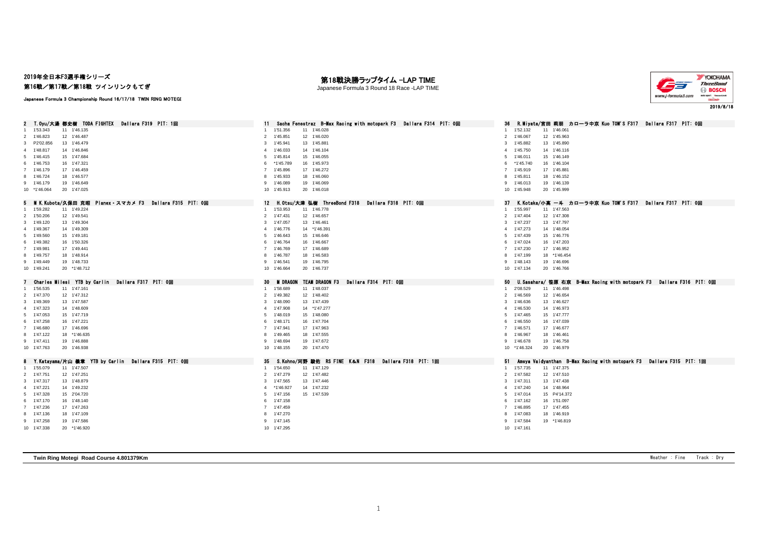2019年全日本F3選手権シリーズ
第16戦／第17戦／第18戦 ツインリンクもてぎ

Japanese Formula 3 Championship Round 16/17/18 TWIN RING MOTEGI

# 第18戦決勝ラップタイム -LAP TIME
Japanese Formula 3 Round 18 Race -LAP TIME

2019/8/18

### 2 T.Oyu/大湯 都史樹 TODA FIGHTEX Dallara F319 PIT: 1回

| Lap | Time | Lap | Time |
|---|---|---|---|
| 1 | 1'53.343 | 11 | 1'46.135 |
| 2 | 1'46.823 | 12 | 1'46.487 |
| 3 | P2'02.856 | 13 | 1'46.479 |
| 4 | 1'48.817 | 14 | 1'46.846 |
| 5 | 1'46.415 | 15 | 1'47.684 |
| 6 | 1'46.753 | 16 | 1'47.321 |
| 7 | 1'46.179 | 17 | 1'46.459 |
| 8 | 1'46.724 | 18 | 1'46.577 |
| 9 | 1'46.179 | 19 | 1'46.649 |
| 10 | *1'46.064 | 20 | 1'47.025 |

### 5 M K.Kubota/久保田 克昭 Planex・スマカメ F3 Dallara F315 PIT: 0回

| Lap | Time | Lap | Time |
|---|---|---|---|
| 1 | 1'59.282 | 11 | 1'49.224 |
| 2 | 1'50.206 | 12 | 1'49.541 |
| 3 | 1'49.120 | 13 | 1'49.304 |
| 4 | 1'49.367 | 14 | 1'49.309 |
| 5 | 1'49.560 | 15 | 1'49.181 |
| 6 | 1'49.382 | 16 | 1'50.326 |
| 7 | 1'49.981 | 17 | 1'49.441 |
| 8 | 1'49.757 | 18 | 1'48.914 |
| 9 | 1'49.449 | 19 | 1'48.733 |
| 10 | 1'49.241 | 20 | *1'48.712 |

### 7 Charles Milesi YTB by Carlin Dallara F317 PIT: 0回

| Lap | Time | Lap | Time |
|---|---|---|---|
| 1 | 1'56.535 | 11 | 1'47.161 |
| 2 | 1'47.370 | 12 | 1'47.312 |
| 3 | 1'49.369 | 13 | 1'47.587 |
| 4 | 1'47.323 | 14 | 1'48.609 |
| 5 | 1'47.053 | 15 | 1'47.719 |
| 6 | 1'47.258 | 16 | 1'47.221 |
| 7 | 1'46.680 | 17 | 1'46.696 |
| 8 | 1'47.122 | 18 | *1'46.635 |
| 9 | 1'47.411 | 19 | 1'46.888 |
| 10 | 1'47.763 | 20 | 1'46.938 |

### 8 Y.Katayama/片山 義章 YTB by Carlin Dallara F315 PIT: 0回

| Lap | Time | Lap | Time |
|---|---|---|---|
| 1 | 1'55.079 | 11 | 1'47.507 |
| 2 | 1'47.751 | 12 | 1'47.251 |
| 3 | 1'47.317 | 13 | 1'48.879 |
| 4 | 1'47.221 | 14 | 1'49.232 |
| 5 | 1'47.328 | 15 | 2'04.720 |
| 6 | 1'47.170 | 16 | 1'48.140 |
| 7 | 1'47.236 | 17 | 1'47.263 |
| 8 | 1'47.136 | 18 | 1'47.109 |
| 9 | 1'47.258 | 19 | 1'47.586 |
| 10 | 1'47.338 | 20 | *1'46.920 |

### 11 Sacha Fenestraz B-Max Racing with motopark F3 Dallara F314 PIT: 0回

| Lap | Time | Lap | Time |
|---|---|---|---|
| 1 | 1'51.356 | 11 | 1'46.028 |
| 2 | 1'45.851 | 12 | 1'46.020 |
| 3 | 1'45.941 | 13 | 1'45.881 |
| 4 | 1'46.033 | 14 | 1'46.104 |
| 5 | 1'45.814 | 15 | 1'46.055 |
| 6 | *1'45.789 | 16 | 1'45.973 |
| 7 | 1'45.896 | 17 | 1'46.272 |
| 8 | 1'45.933 | 18 | 1'46.060 |
| 9 | 1'46.089 | 19 | 1'46.069 |
| 10 | 1'45.913 | 20 | 1'46.018 |

### 12 H.Otsu/大津 弘樹 ThreeBond F318 Dallara F318 PIT: 0回

| Lap | Time | Lap | Time |
|---|---|---|---|
| 1 | 1'53.953 | 11 | 1'46.778 |
| 2 | 1'47.431 | 12 | 1'46.657 |
| 3 | 1'47.057 | 13 | 1'46.461 |
| 4 | 1'46.776 | 14 | *1'46.391 |
| 5 | 1'46.643 | 15 | 1'46.646 |
| 6 | 1'46.764 | 16 | 1'46.667 |
| 7 | 1'46.769 | 17 | 1'46.689 |
| 8 | 1'46.787 | 18 | 1'46.583 |
| 9 | 1'46.541 | 19 | 1'46.795 |
| 10 | 1'46.664 | 20 | 1'46.737 |

### 30 M DRAGON TEAM DRAGON F3 Dallara F314 PIT: 0回

| Lap | Time | Lap | Time |
|---|---|---|---|
| 1 | 1'58.689 | 11 | 1'48.037 |
| 2 | 1'49.382 | 12 | 1'48.402 |
| 3 | 1'48.090 | 13 | 1'47.439 |
| 4 | 1'47.908 | 14 | *1'47.277 |
| 5 | 1'48.019 | 15 | 1'48.080 |
| 6 | 1'48.171 | 16 | 1'47.704 |
| 7 | 1'47.941 | 17 | 1'47.963 |
| 8 | 1'49.465 | 18 | 1'47.555 |
| 9 | 1'48.694 | 19 | 1'47.672 |
| 10 | 1'48.155 | 20 | 1'47.470 |

### 35 S.Kohno/河野 駿佑 RS FINE K&N F318 Dallara F318 PIT: 1回

| Lap | Time | Lap | Time |
|---|---|---|---|
| 1 | 1'54.650 | 11 | 1'47.129 |
| 2 | 1'47.279 | 12 | 1'47.482 |
| 3 | 1'47.565 | 13 | 1'47.446 |
| 4 | *1'46.927 | 14 | 1'47.232 |
| 5 | 1'47.156 | 15 | 1'47.539 |
| 6 | 1'47.158 | | |
| 7 | 1'47.459 | | |
| 8 | 1'47.270 | | |
| 9 | 1'47.145 | | |
| 10 | 1'47.295 | | |

### 36 R.Miyata/宮田 莉朋 カローラ中京 Kuo TOM'S F317 Dallara F317 PIT: 0回

| Lap | Time | Lap | Time |
|---|---|---|---|
| 1 | 1'52.132 | 11 | 1'46.061 |
| 2 | 1'46.067 | 12 | 1'45.963 |
| 3 | 1'45.882 | 13 | 1'45.890 |
| 4 | 1'45.750 | 14 | 1'46.116 |
| 5 | 1'46.011 | 15 | 1'46.149 |
| 6 | *1'45.740 | 16 | 1'46.104 |
| 7 | 1'45.919 | 17 | 1'45.881 |
| 8 | 1'45.811 | 18 | 1'46.152 |
| 9 | 1'46.013 | 19 | 1'46.139 |
| 10 | 1'45.948 | 20 | 1'45.999 |

### 37 K.Kotaka/小高 一斗 カローラ中京 Kuo TOM'S F317 Dallara F317 PIT: 0回

| Lap | Time | Lap | Time |
|---|---|---|---|
| 1 | 1'55.997 | 11 | 1'47.563 |
| 2 | 1'47.404 | 12 | 1'47.308 |
| 3 | 1'47.237 | 13 | 1'47.797 |
| 4 | 1'47.273 | 14 | 1'48.054 |
| 5 | 1'47.439 | 15 | 1'46.776 |
| 6 | 1'47.024 | 16 | 1'47.203 |
| 7 | 1'47.230 | 17 | 1'46.952 |
| 8 | 1'47.199 | 18 | *1'46.454 |
| 9 | 1'48.143 | 19 | 1'46.696 |
| 10 | 1'47.134 | 20 | 1'46.766 |

### 50 U.Sasahara/ 笹原 右京 B-Max Racing with motopark F3 Dallara F316 PIT: 0回

| Lap | Time | Lap | Time |
|---|---|---|---|
| 1 | 2'08.529 | 11 | 1'46.498 |
| 2 | 1'46.569 | 12 | 1'46.654 |
| 3 | 1'46.636 | 13 | 1'46.627 |
| 4 | 1'46.530 | 14 | 1'46.973 |
| 5 | 1'47.465 | 15 | 1'47.777 |
| 6 | 1'46.550 | 16 | 1'47.039 |
| 7 | 1'46.571 | 17 | 1'46.677 |
| 8 | 1'46.967 | 18 | 1'46.461 |
| 9 | 1'46.678 | 19 | 1'46.758 |
| 10 | *1'46.324 | 20 | 1'46.979 |

### 51 Ameya Vaidyanthan B-Max Racing with motopark F3 Dallara F315 PIT: 1回

| Lap | Time | Lap | Time |
|---|---|---|---|
| 1 | 1'57.735 | 11 | 1'47.375 |
| 2 | 1'47.582 | 12 | 1'47.510 |
| 3 | 1'47.311 | 13 | 1'47.438 |
| 4 | 1'47.240 | 14 | 1'48.964 |
| 5 | 1'47.014 | 15 | P4'14.372 |
| 6 | 1'47.162 | 16 | 1'51.097 |
| 7 | 1'46.895 | 17 | 1'47.455 |
| 8 | 1'47.083 | 18 | 1'46.919 |
| 9 | 1'47.584 | 19 | *1'46.819 |
| 10 | 1'47.161 | | |

**Twin Ring Motegi Road Course 4.801379Km**

Weather : Fine Track : Dry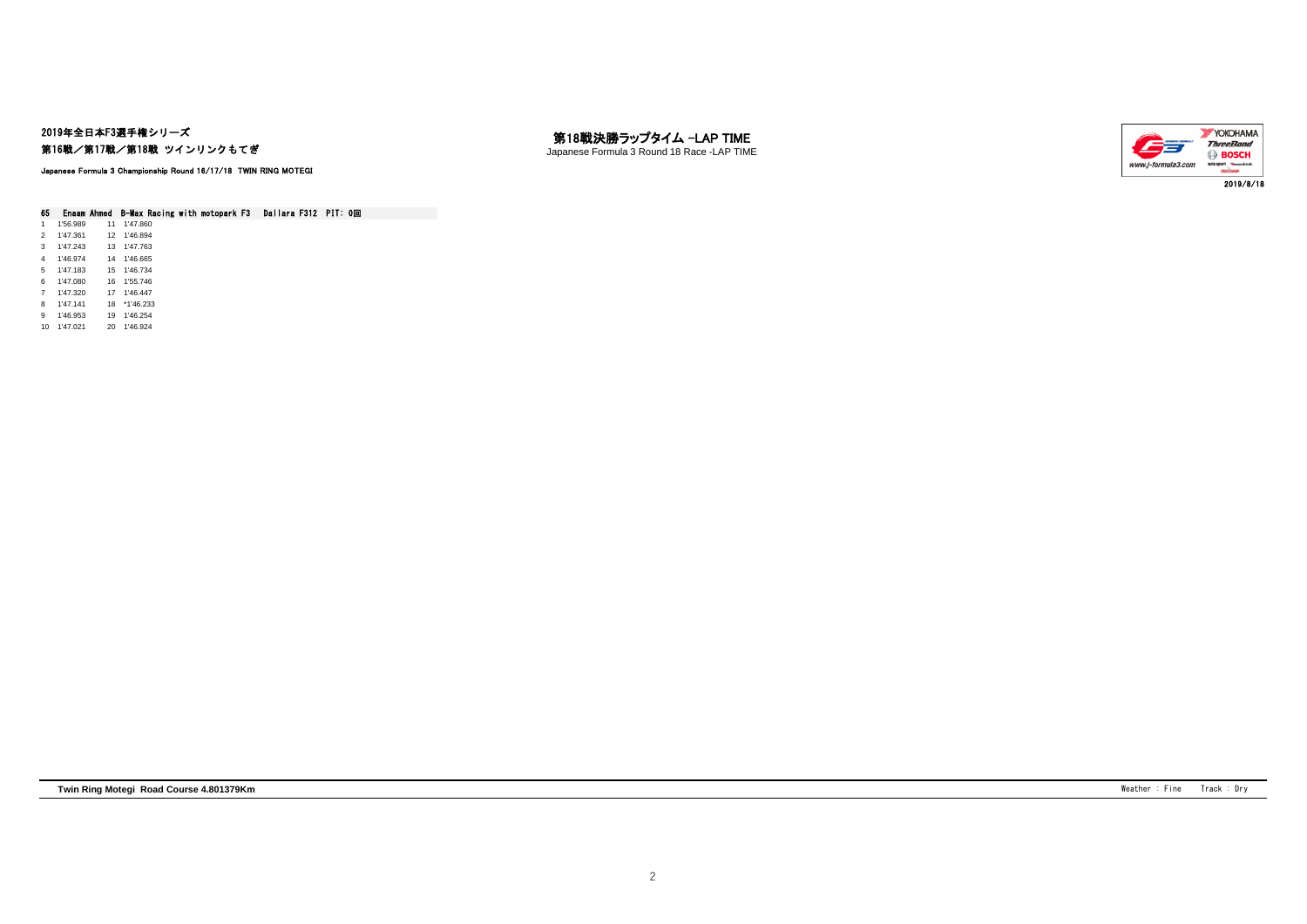2019年全日本F3選手権シリーズ

第16戦／第17戦／第18戦 ツインリンクもてぎ

Japanese Formula 3 Championship Round 16/17/18 TWIN RING MOTEGI

# 第18戦決勝ラップタイム -LAP TIME

Japanese Formula 3 Round 18 Race -LAP TIME

2019/8/18

65 Enaam Ahmed B-Max Racing with motopark F3 Dallara F312 PIT: 0回

| | | | |
|---|---|---|---|
| 1 | 1'56.989 | 11 | 1'47.860 |
| 2 | 1'47.361 | 12 | 1'46.894 |
| 3 | 1'47.243 | 13 | 1'47.763 |
| 4 | 1'46.974 | 14 | 1'46.665 |
| 5 | 1'47.183 | 15 | 1'46.734 |
| 6 | 1'47.080 | 16 | 1'55.746 |
| 7 | 1'47.320 | 17 | 1'46.447 |
| 8 | 1'47.141 | 18 | *1'46.233 |
| 9 | 1'46.953 | 19 | 1'46.254 |
| 10 | 1'47.021 | 20 | 1'46.924 |

**Twin Ring Motegi Road Course 4.801379Km**

Weather : Fine Track : Dry